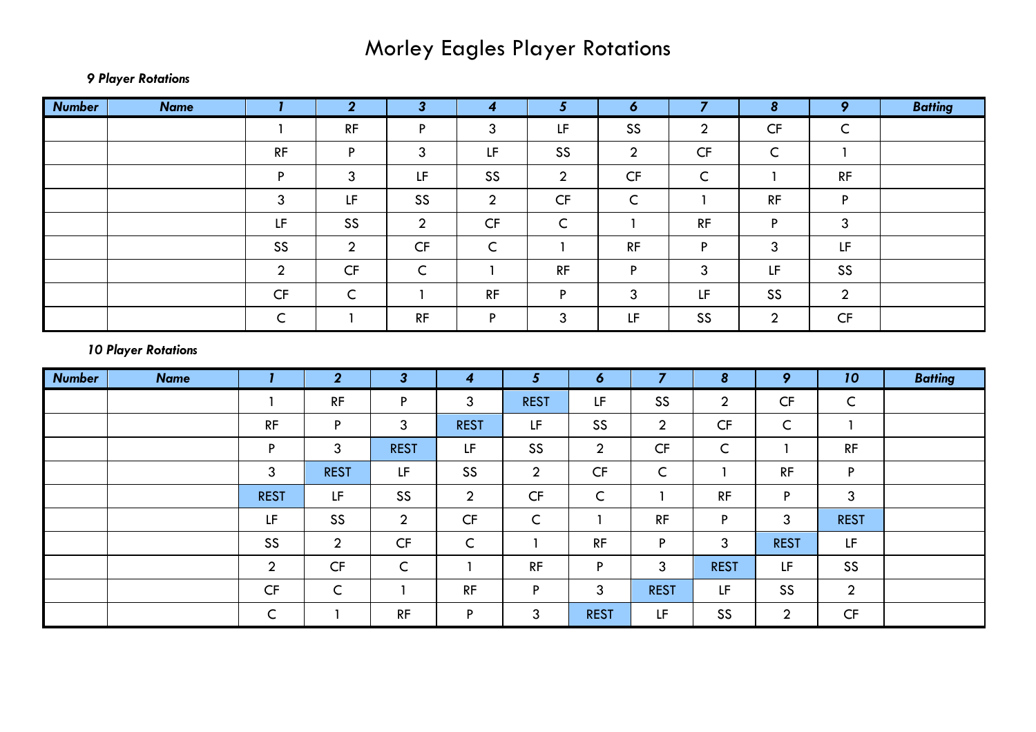# Morley Eagles Player Rotations

***9 Player Rotations***

| ***Number*** | ***Name*** | ***1*** | ***2*** | ***3*** | ***4*** | ***5*** | ***6*** | ***7*** | ***8*** | ***9*** | ***Batting*** |
|---|---|---|---|---|---|---|---|---|---|---|---|
| | | 1 | RF | P | 3 | LF | SS | 2 | CF | C | |
| | | RF | P | 3 | LF | SS | 2 | CF | C | 1 | |
| | | P | 3 | LF | SS | 2 | CF | C | 1 | RF | |
| | | 3 | LF | SS | 2 | CF | C | 1 | RF | P | |
| | | LF | SS | 2 | CF | C | 1 | RF | P | 3 | |
| | | SS | 2 | CF | C | 1 | RF | P | 3 | LF | |
| | | 2 | CF | C | 1 | RF | P | 3 | LF | SS | |
| | | CF | C | 1 | RF | P | 3 | LF | SS | 2 | |
| | | C | 1 | RF | P | 3 | LF | SS | 2 | CF | |

***10 Player Rotations***

| ***Number*** | ***Name*** | ***1*** | ***2*** | ***3*** | ***4*** | ***5*** | ***6*** | ***7*** | ***8*** | ***9*** | ***10*** | ***Batting*** |
|---|---|---|---|---|---|---|---|---|---|---|---|---|
| | | 1 | RF | P | 3 | REST | LF | SS | 2 | CF | C | |
| | | RF | P | 3 | REST | LF | SS | 2 | CF | C | 1 | |
| | | P | 3 | REST | LF | SS | 2 | CF | C | 1 | RF | |
| | | 3 | REST | LF | SS | 2 | CF | C | 1 | RF | P | |
| | | REST | LF | SS | 2 | CF | C | 1 | RF | P | 3 | |
| | | LF | SS | 2 | CF | C | 1 | RF | P | 3 | REST | |
| | | SS | 2 | CF | C | 1 | RF | P | 3 | REST | LF | |
| | | 2 | CF | C | 1 | RF | P | 3 | REST | LF | SS | |
| | | CF | C | 1 | RF | P | 3 | REST | LF | SS | 2 | |
| | | C | 1 | RF | P | 3 | REST | LF | SS | 2 | CF | |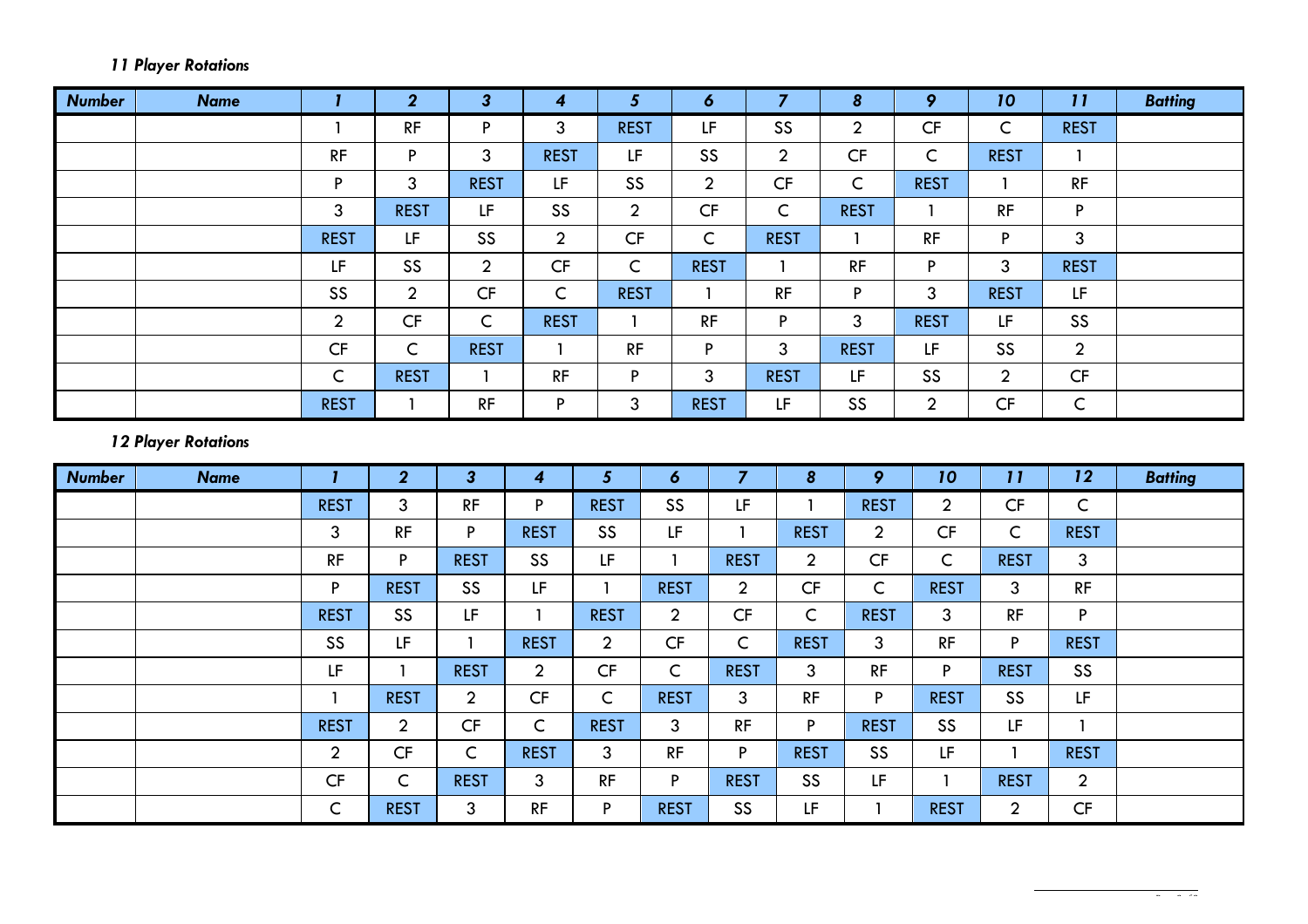### *11 Player Rotations*

| Number | Name | 1 | 2 | 3 | 4 | 5 | 6 | 7 | 8 | 9 | 10 | 11 | Batting |
|---|---|---|---|---|---|---|---|---|---|---|---|---|---|
| | | 1 | RF | P | 3 | REST | LF | SS | 2 | CF | C | REST | |
| | | RF | P | 3 | REST | LF | SS | 2 | CF | C | REST | 1 | |
| | | P | 3 | REST | LF | SS | 2 | CF | C | REST | 1 | RF | |
| | | 3 | REST | LF | SS | 2 | CF | C | REST | 1 | RF | P | |
| | | REST | LF | SS | 2 | CF | C | REST | 1 | RF | P | 3 | |
| | | LF | SS | 2 | CF | C | REST | 1 | RF | P | 3 | REST | |
| | | SS | 2 | CF | C | REST | 1 | RF | P | 3 | REST | LF | |
| | | 2 | CF | C | REST | 1 | RF | P | 3 | REST | LF | SS | |
| | | CF | C | REST | 1 | RF | P | 3 | REST | LF | SS | 2 | |
| | | C | REST | 1 | RF | P | 3 | REST | LF | SS | 2 | CF | |
| | | REST | 1 | RF | P | 3 | REST | LF | SS | 2 | CF | C | |

### *12 Player Rotations*

| Number | Name | 1 | 2 | 3 | 4 | 5 | 6 | 7 | 8 | 9 | 10 | 11 | 12 | Batting |
|---|---|---|---|---|---|---|---|---|---|---|---|---|---|---|
| | | REST | 3 | RF | P | REST | SS | LF | 1 | REST | 2 | CF | C | |
| | | 3 | RF | P | REST | SS | LF | 1 | REST | 2 | CF | C | REST | |
| | | RF | P | REST | SS | LF | 1 | REST | 2 | CF | C | REST | 3 | |
| | | P | REST | SS | LF | 1 | REST | 2 | CF | C | REST | 3 | RF | |
| | | REST | SS | LF | 1 | REST | 2 | CF | C | REST | 3 | RF | P | |
| | | SS | LF | 1 | REST | 2 | CF | C | REST | 3 | RF | P | REST | |
| | | LF | 1 | REST | 2 | CF | C | REST | 3 | RF | P | REST | SS | |
| | | 1 | REST | 2 | CF | C | REST | 3 | RF | P | REST | SS | LF | |
| | | REST | 2 | CF | C | REST | 3 | RF | P | REST | SS | LF | 1 | |
| | | 2 | CF | C | REST | 3 | RF | P | REST | SS | LF | 1 | REST | |
| | | CF | C | REST | 3 | RF | P | REST | SS | LF | 1 | REST | 2 | |
| | | C | REST | 3 | RF | P | REST | SS | LF | 1 | REST | 2 | CF | |